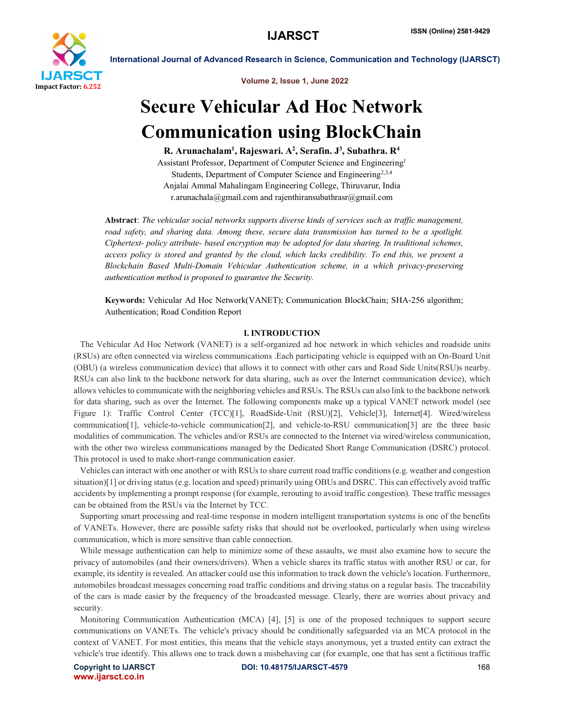# Secure Vehicular Ad Hoc Network Communication using BlockChain

**R. Arunachalam[1], Rajeswari. A[2], Serafin. J[3], Subathra. R[4]**

Assistant Professor, Department of Computer Science and Engineering[1]

Students, Department of Computer Science and Engineering[2,3,4]

Anjalai Ammal Mahalingam Engineering College, Thiruvarur, India

r.arunachala@gmail.com and rajenthiransubathrasr@gmail.com

**Abstract**: *The vehicular social networks supports diverse kinds of services such as traffic management, road safety, and sharing data. Among these, secure data transmission has turned to be a spotlight. Ciphertext- policy attribute- based encryption may be adopted for data sharing. In traditional schemes, access policy is stored and granted by the cloud, which lacks credibility. To end this, we present a Blockchain Based Multi-Domain Vehicular Authentication scheme, in a which privacy-preserving authentication method is proposed to guarantee the Security.*

**Keywords:** Vehicular Ad Hoc Network(VANET); Communication BlockChain; SHA-256 algorithm; Authentication; Road Condition Report

## I. INTRODUCTION

The Vehicular Ad Hoc Network (VANET) is a self-organized ad hoc network in which vehicles and roadside units (RSUs) are often connected via wireless communications .Each participating vehicle is equipped with an On-Board Unit (OBU) (a wireless communication device) that allows it to connect with other cars and Road Side Units(RSU)s nearby. RSUs can also link to the backbone network for data sharing, such as over the Internet communication device), which allows vehicles to communicate with the neighboring vehicles and RSUs. The RSUs can also link to the backbone network for data sharing, such as over the Internet. The following components make up a typical VANET network model (see Figure 1): Traffic Control Center (TCC)[1], RoadSide-Unit (RSU)[2], Vehicle[3], Internet[4]. Wired/wireless communication[1], vehicle-to-vehicle communication[2], and vehicle-to-RSU communication[3] are the three basic modalities of communication. The vehicles and/or RSUs are connected to the Internet via wired/wireless communication, with the other two wireless communications managed by the Dedicated Short Range Communication (DSRC) protocol. This protocol is used to make short-range communication easier.

Vehicles can interact with one another or with RSUs to share current road traffic conditions (e.g. weather and congestion situation)[1] or driving status (e.g. location and speed) primarily using OBUs and DSRC. This can effectively avoid traffic accidents by implementing a prompt response (for example, rerouting to avoid traffic congestion). These traffic messages can be obtained from the RSUs via the Internet by TCC.

Supporting smart processing and real-time response in modern intelligent transportation systems is one of the benefits of VANETs. However, there are possible safety risks that should not be overlooked, particularly when using wireless communication, which is more sensitive than cable connection.

While message authentication can help to minimize some of these assaults, we must also examine how to secure the privacy of automobiles (and their owners/drivers). When a vehicle shares its traffic status with another RSU or car, for example, its identity is revealed. An attacker could use this information to track down the vehicle's location. Furthermore, automobiles broadcast messages concerning road traffic conditions and driving status on a regular basis. The traceability of the cars is made easier by the frequency of the broadcasted message. Clearly, there are worries about privacy and security.

Monitoring Communication Authentication (MCA) [4], [5] is one of the proposed techniques to support secure communications on VANETs. The vehicle's privacy should be conditionally safeguarded via an MCA protocol in the context of VANET. For most entities, this means that the vehicle stays anonymous, yet a trusted entity can extract the vehicle's true identify. This allows one to track down a misbehaving car (for example, one that has sent a fictitious traffic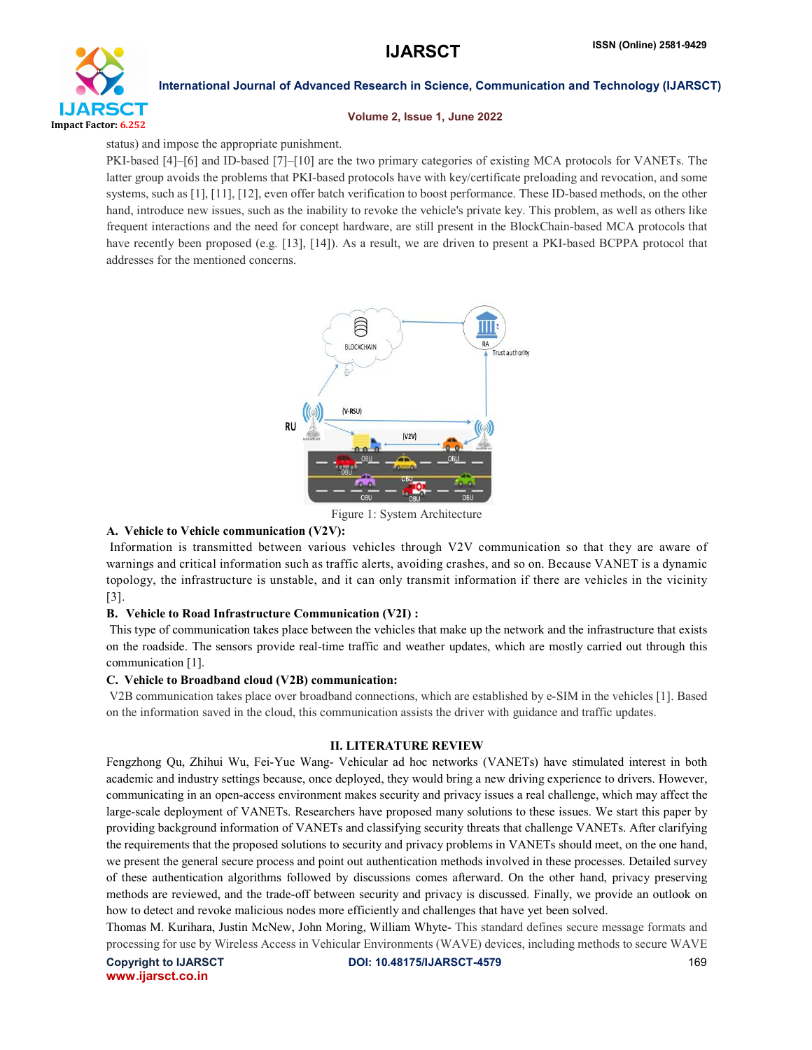status) and impose the appropriate punishment.

PKI-based [4]–[6] and ID-based [7]–[10] are the two primary categories of existing MCA protocols for VANETs. The latter group avoids the problems that PKI-based protocols have with key/certificate preloading and revocation, and some systems, such as [1], [11], [12], even offer batch verification to boost performance. These ID-based methods, on the other hand, introduce new issues, such as the inability to revoke the vehicle's private key. This problem, as well as others like frequent interactions and the need for concept hardware, are still present in the BlockChain-based MCA protocols that have recently been proposed (e.g. [13], [14]). As a result, we are driven to present a PKI-based BCPPA protocol that addresses for the mentioned concerns.

Figure 1: System Architecture

### A. Vehicle to Vehicle communication (V2V):

Information is transmitted between various vehicles through V2V communication so that they are aware of warnings and critical information such as traffic alerts, avoiding crashes, and so on. Because VANET is a dynamic topology, the infrastructure is unstable, and it can only transmit information if there are vehicles in the vicinity [3].

### B. Vehicle to Road Infrastructure Communication (V2I) :

This type of communication takes place between the vehicles that make up the network and the infrastructure that exists on the roadside. The sensors provide real-time traffic and weather updates, which are mostly carried out through this communication [1].

### C. Vehicle to Broadband cloud (V2B) communication:

V2B communication takes place over broadband connections, which are established by e-SIM in the vehicles [1]. Based on the information saved in the cloud, this communication assists the driver with guidance and traffic updates.

## II. LITERATURE REVIEW

Fengzhong Qu, Zhihui Wu, Fei-Yue Wang- Vehicular ad hoc networks (VANETs) have stimulated interest in both academic and industry settings because, once deployed, they would bring a new driving experience to drivers. However, communicating in an open-access environment makes security and privacy issues a real challenge, which may affect the large-scale deployment of VANETs. Researchers have proposed many solutions to these issues. We start this paper by providing background information of VANETs and classifying security threats that challenge VANETs. After clarifying the requirements that the proposed solutions to security and privacy problems in VANETs should meet, on the one hand, we present the general secure process and point out authentication methods involved in these processes. Detailed survey of these authentication algorithms followed by discussions comes afterward. On the other hand, privacy preserving methods are reviewed, and the trade-off between security and privacy is discussed. Finally, we provide an outlook on how to detect and revoke malicious nodes more efficiently and challenges that have yet been solved.

Thomas M. Kurihara, Justin McNew, John Moring, William Whyte- This standard defines secure message formats and processing for use by Wireless Access in Vehicular Environments (WAVE) devices, including methods to secure WAVE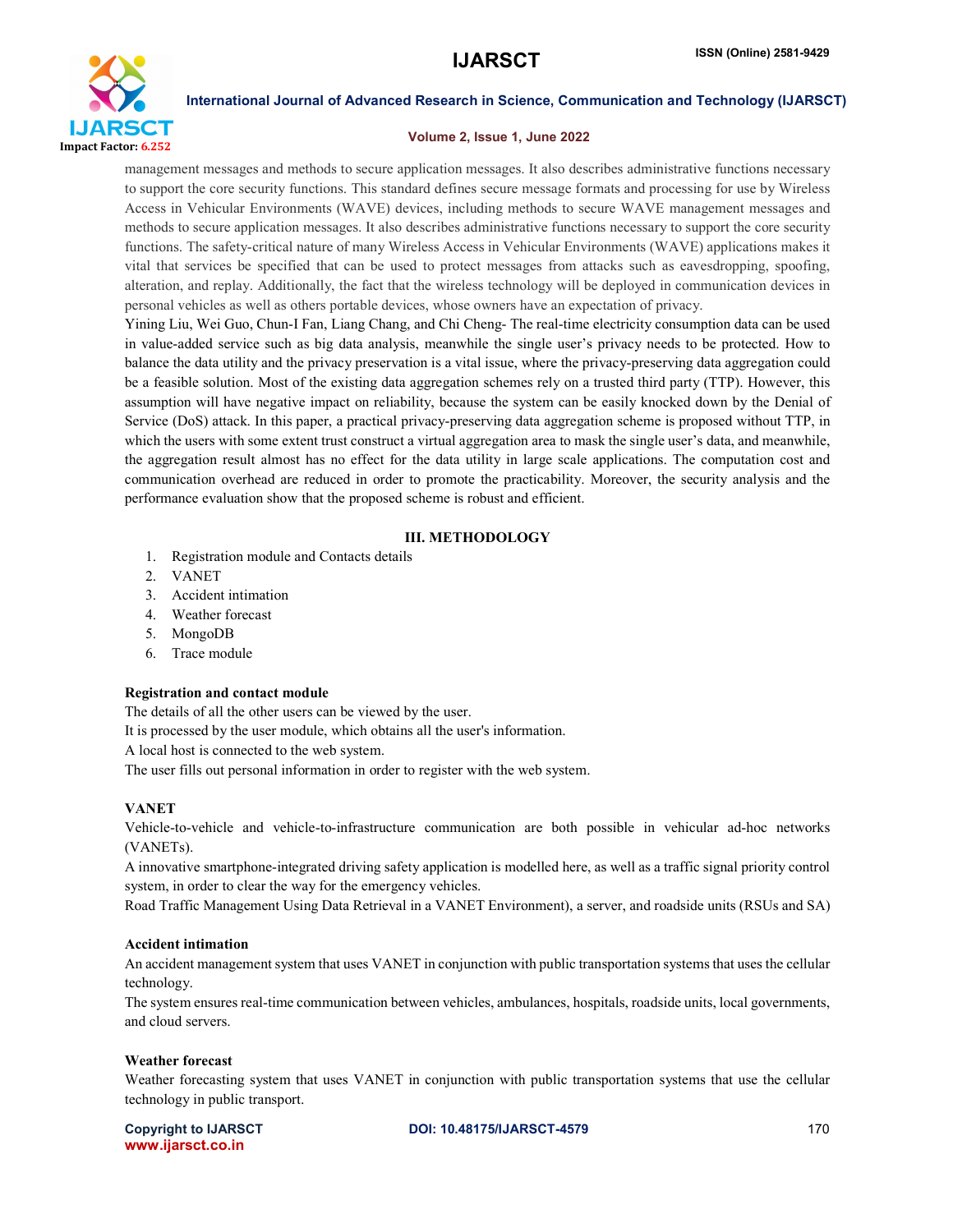management messages and methods to secure application messages. It also describes administrative functions necessary to support the core security functions. This standard defines secure message formats and processing for use by Wireless Access in Vehicular Environments (WAVE) devices, including methods to secure WAVE management messages and methods to secure application messages. It also describes administrative functions necessary to support the core security functions. The safety-critical nature of many Wireless Access in Vehicular Environments (WAVE) applications makes it vital that services be specified that can be used to protect messages from attacks such as eavesdropping, spoofing, alteration, and replay. Additionally, the fact that the wireless technology will be deployed in communication devices in personal vehicles as well as others portable devices, whose owners have an expectation of privacy.

Yining Liu, Wei Guo, Chun-I Fan, Liang Chang, and Chi Cheng- The real-time electricity consumption data can be used in value-added service such as big data analysis, meanwhile the single user's privacy needs to be protected. How to balance the data utility and the privacy preservation is a vital issue, where the privacy-preserving data aggregation could be a feasible solution. Most of the existing data aggregation schemes rely on a trusted third party (TTP). However, this assumption will have negative impact on reliability, because the system can be easily knocked down by the Denial of Service (DoS) attack. In this paper, a practical privacy-preserving data aggregation scheme is proposed without TTP, in which the users with some extent trust construct a virtual aggregation area to mask the single user's data, and meanwhile, the aggregation result almost has no effect for the data utility in large scale applications. The computation cost and communication overhead are reduced in order to promote the practicability. Moreover, the security analysis and the performance evaluation show that the proposed scheme is robust and efficient.

## III. METHODOLOGY

1. Registration module and Contacts details
2. VANET
3. Accident intimation
4. Weather forecast
5. MongoDB
6. Trace module

**Registration and contact module**

The details of all the other users can be viewed by the user.

It is processed by the user module, which obtains all the user's information.

A local host is connected to the web system.

The user fills out personal information in order to register with the web system.

**VANET**

Vehicle-to-vehicle and vehicle-to-infrastructure communication are both possible in vehicular ad-hoc networks (VANETs).

A innovative smartphone-integrated driving safety application is modelled here, as well as a traffic signal priority control system, in order to clear the way for the emergency vehicles.

Road Traffic Management Using Data Retrieval in a VANET Environment), a server, and roadside units (RSUs and SA)

**Accident intimation**

An accident management system that uses VANET in conjunction with public transportation systems that uses the cellular technology.

The system ensures real-time communication between vehicles, ambulances, hospitals, roadside units, local governments, and cloud servers.

**Weather forecast**

Weather forecasting system that uses VANET in conjunction with public transportation systems that use the cellular technology in public transport.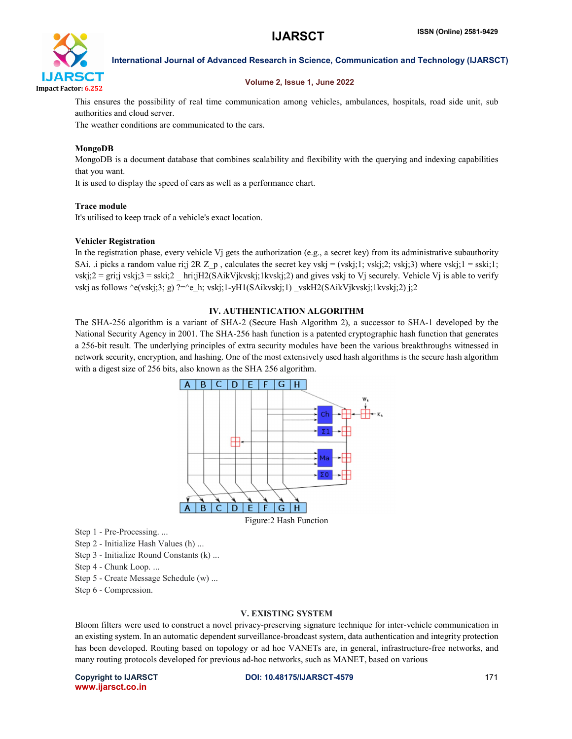This ensures the possibility of real time communication among vehicles, ambulances, hospitals, road side unit, sub authorities and cloud server.

The weather conditions are communicated to the cars.

**MongoDB**

MongoDB is a document database that combines scalability and flexibility with the querying and indexing capabilities that you want.

It is used to display the speed of cars as well as a performance chart.

**Trace module**

It's utilised to keep track of a vehicle's exact location.

**Vehicler Registration**

In the registration phase, every vehicle Vj gets the authorization (e.g., a secret key) from its administrative subauthority SAi. .i picks a random value ri;j 2R Z_p , calculates the secret key vskj = (vskj;1; vskj;2; vskj;3) where vskj;1 = sski;1; vskj;2 = gri;j vskj;3 = sski;2 _ hri;jH2(SAikVjkvskj;1kvskj;2) and gives vskj to Vj securely. Vehicle Vj is able to verify vskj as follows ^e(vskj;3; g) ?=^e_h; vskj;1-yH1(SAikvskj;1) _vskH2(SAikVjkvskj;1kvskj;2) j;2

## IV. AUTHENTICATION ALGORITHM

The SHA-256 algorithm is a variant of SHA-2 (Secure Hash Algorithm 2), a successor to SHA-1 developed by the National Security Agency in 2001. The SHA-256 hash function is a patented cryptographic hash function that generates a 256-bit result. The underlying principles of extra security modules have been the various breakthroughs witnessed in network security, encryption, and hashing. One of the most extensively used hash algorithms is the secure hash algorithm with a digest size of 256 bits, also known as the SHA 256 algorithm.

Figure:2 Hash Function

Step 1 - Pre-Processing. ...

Step 2 - Initialize Hash Values (h) ...

Step 3 - Initialize Round Constants (k) ...

Step 4 - Chunk Loop. ...

Step 5 - Create Message Schedule (w) ...

Step 6 - Compression.

## V. EXISTING SYSTEM

Bloom filters were used to construct a novel privacy-preserving signature technique for inter-vehicle communication in an existing system. In an automatic dependent surveillance-broadcast system, data authentication and integrity protection has been developed. Routing based on topology or ad hoc VANETs are, in general, infrastructure-free networks, and many routing protocols developed for previous ad-hoc networks, such as MANET, based on various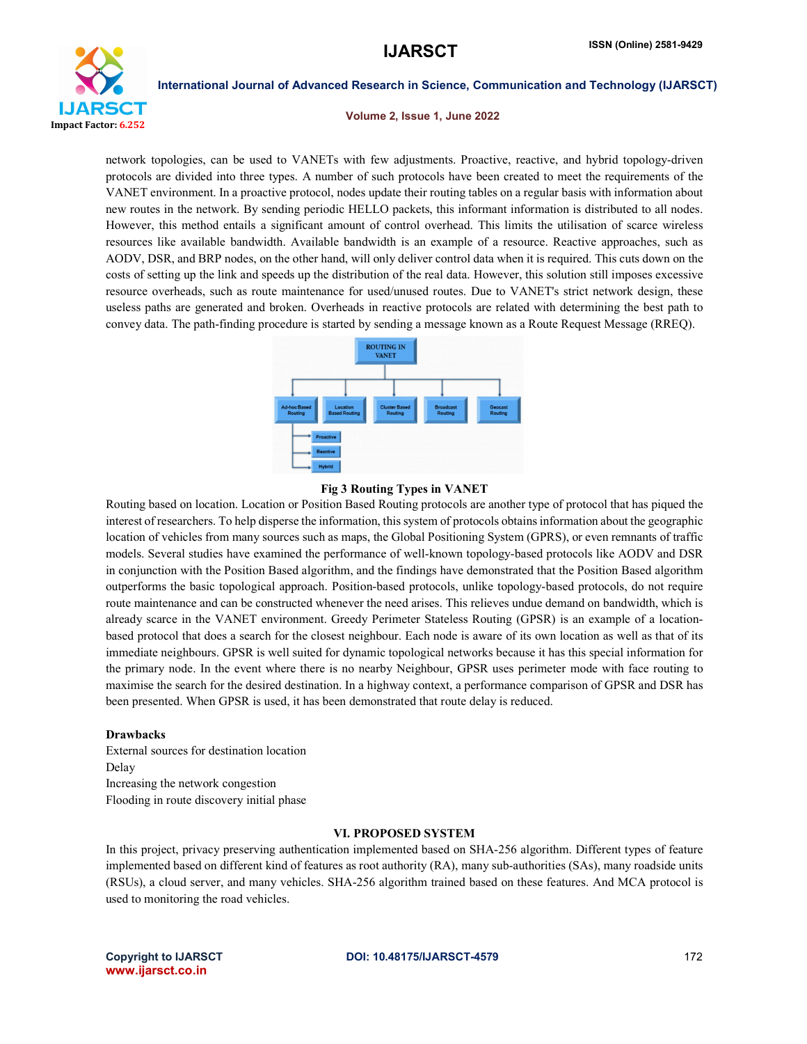network topologies, can be used to VANETs with few adjustments. Proactive, reactive, and hybrid topology-driven protocols are divided into three types. A number of such protocols have been created to meet the requirements of the VANET environment. In a proactive protocol, nodes update their routing tables on a regular basis with information about new routes in the network. By sending periodic HELLO packets, this informant information is distributed to all nodes. However, this method entails a significant amount of control overhead. This limits the utilisation of scarce wireless resources like available bandwidth. Available bandwidth is an example of a resource. Reactive approaches, such as AODV, DSR, and BRP nodes, on the other hand, will only deliver control data when it is required. This cuts down on the costs of setting up the link and speeds up the distribution of the real data. However, this solution still imposes excessive resource overheads, such as route maintenance for used/unused routes. Due to VANET's strict network design, these useless paths are generated and broken. Overheads in reactive protocols are related with determining the best path to convey data. The path-finding procedure is started by sending a message known as a Route Request Message (RREQ).

**Fig 3 Routing Types in VANET**

Routing based on location. Location or Position Based Routing protocols are another type of protocol that has piqued the interest of researchers. To help disperse the information, this system of protocols obtains information about the geographic location of vehicles from many sources such as maps, the Global Positioning System (GPRS), or even remnants of traffic models. Several studies have examined the performance of well-known topology-based protocols like AODV and DSR in conjunction with the Position Based algorithm, and the findings have demonstrated that the Position Based algorithm outperforms the basic topological approach. Position-based protocols, unlike topology-based protocols, do not require route maintenance and can be constructed whenever the need arises. This relieves undue demand on bandwidth, which is already scarce in the VANET environment. Greedy Perimeter Stateless Routing (GPSR) is an example of a location-based protocol that does a search for the closest neighbour. Each node is aware of its own location as well as that of its immediate neighbours. GPSR is well suited for dynamic topological networks because it has this special information for the primary node. In the event where there is no nearby Neighbour, GPSR uses perimeter mode with face routing to maximise the search for the desired destination. In a highway context, a performance comparison of GPSR and DSR has been presented. When GPSR is used, it has been demonstrated that route delay is reduced.

**Drawbacks**

External sources for destination location

Delay

Increasing the network congestion

Flooding in route discovery initial phase

## VI. PROPOSED SYSTEM

In this project, privacy preserving authentication implemented based on SHA-256 algorithm. Different types of feature implemented based on different kind of features as root authority (RA), many sub-authorities (SAs), many roadside units (RSUs), a cloud server, and many vehicles. SHA-256 algorithm trained based on these features. And MCA protocol is used to monitoring the road vehicles.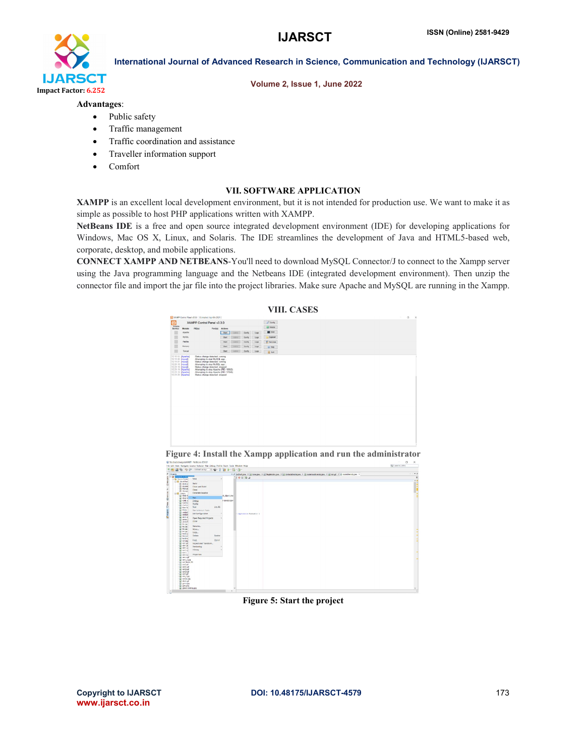**Advantages**:

- Public safety
- Traffic management
- Traffic coordination and assistance
- Traveller information support
- Comfort

## VII. SOFTWARE APPLICATION

**XAMPP** is an excellent local development environment, but it is not intended for production use. We want to make it as simple as possible to host PHP applications written with XAMPP.

**NetBeans IDE** is a free and open source integrated development environment (IDE) for developing applications for Windows, Mac OS X, Linux, and Solaris. The IDE streamlines the development of Java and HTML5-based web, corporate, desktop, and mobile applications.

**CONNECT XAMPP AND NETBEANS**-You'll need to download MySQL Connector/J to connect to the Xampp server using the Java programming language and the Netbeans IDE (integrated development environment). Then unzip the connector file and import the jar file into the project libraries. Make sure Apache and MySQL are running in the Xampp.

## VIII. CASES

**Figure 4: Install the Xampp application and run the administrator**

**Figure 5: Start the project**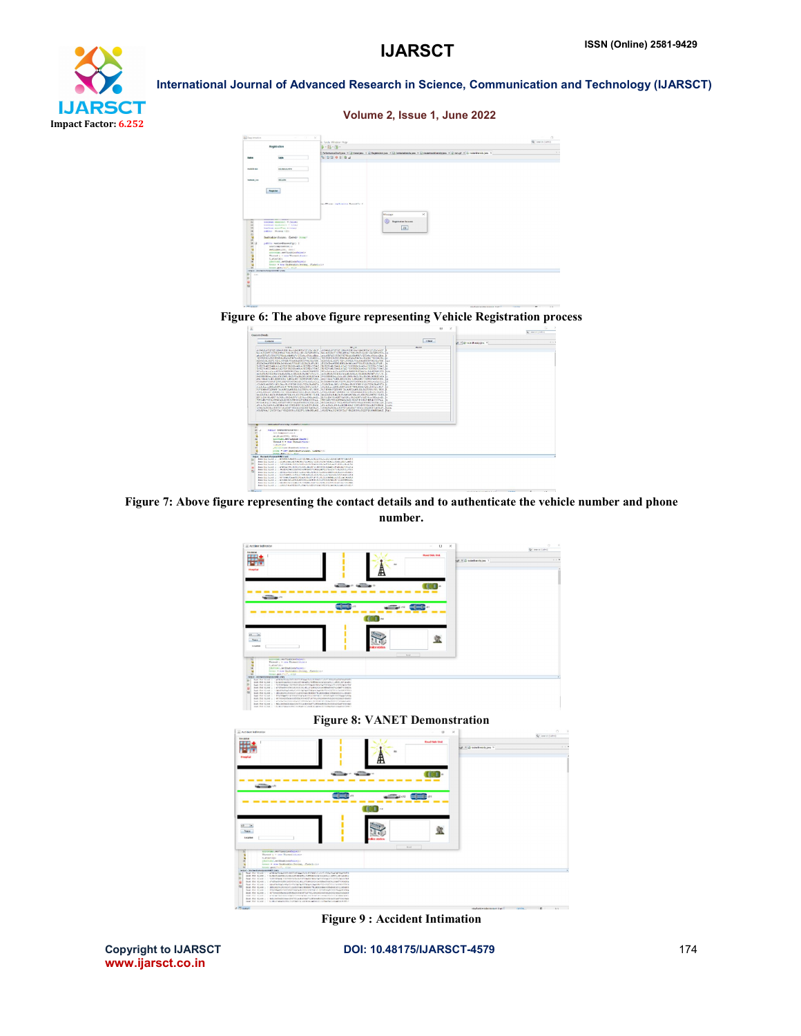Figure 6: The above figure representing Vehicle Registration process

Figure 7: Above figure representing the contact details and to authenticate the vehicle number and phone number.

Figure 8: VANET Demonstration

Figure 9 : Accident Intimation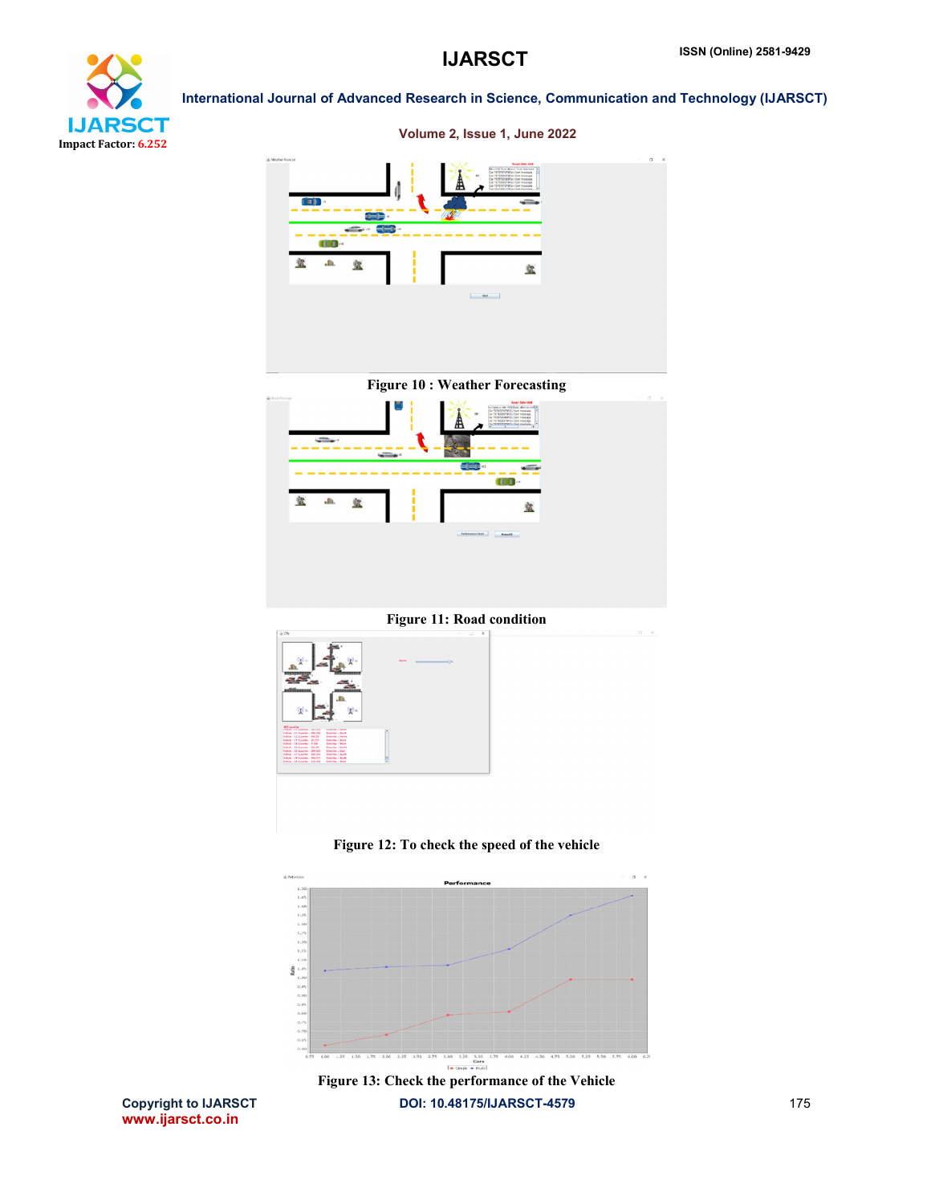Figure 10 : Weather Forecasting

Figure 11: Road condition

Figure 12: To check the speed of the vehicle

Figure 13: Check the performance of the Vehicle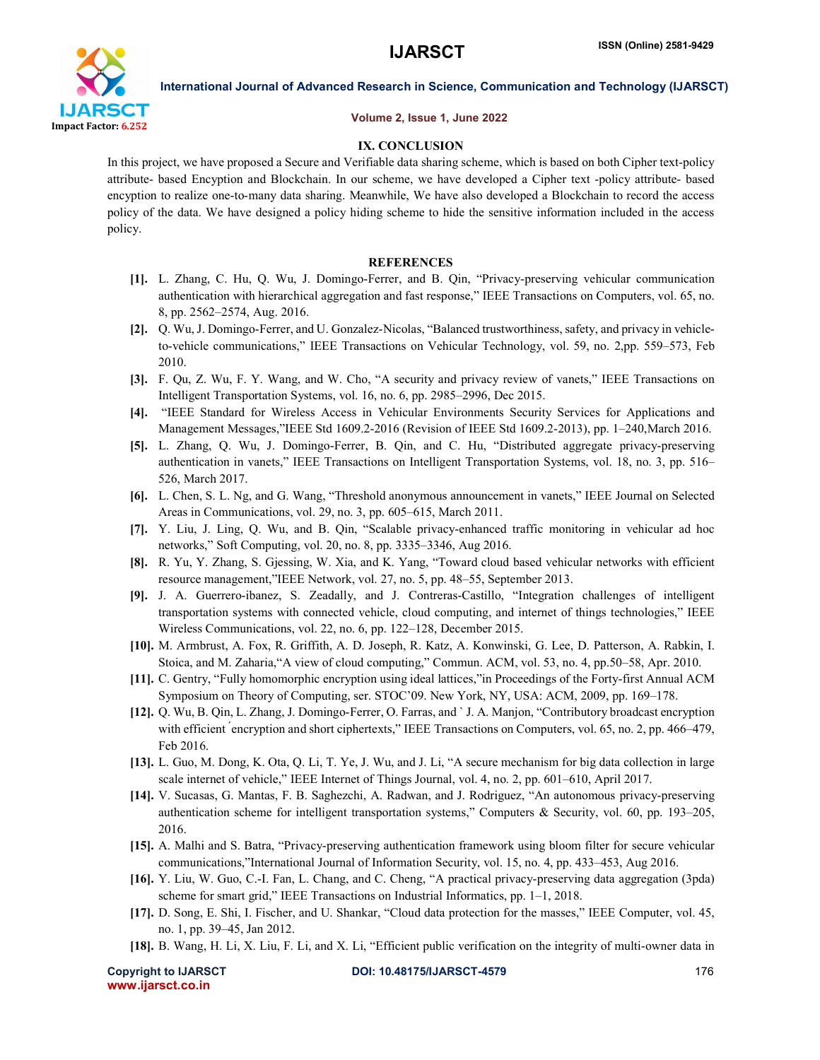## IX. CONCLUSION

In this project, we have proposed a Secure and Verifiable data sharing scheme, which is based on both Cipher text-policy attribute- based Encyption and Blockchain. In our scheme, we have developed a Cipher text -policy attribute- based encryption to realize one-to-many data sharing. Meanwhile, We have also developed a Blockchain to record the access policy of the data. We have designed a policy hiding scheme to hide the sensitive information included in the access policy.

## REFERENCES

[1]. L. Zhang, C. Hu, Q. Wu, J. Domingo-Ferrer, and B. Qin, "Privacy-preserving vehicular communication authentication with hierarchical aggregation and fast response," IEEE Transactions on Computers, vol. 65, no. 8, pp. 2562–2574, Aug. 2016.

[2]. Q. Wu, J. Domingo-Ferrer, and U. Gonzalez-Nicolas, "Balanced trustworthiness, safety, and privacy in vehicle-to-vehicle communications," IEEE Transactions on Vehicular Technology, vol. 59, no. 2,pp. 559–573, Feb 2010.

[3]. F. Qu, Z. Wu, F. Y. Wang, and W. Cho, "A security and privacy review of vanets," IEEE Transactions on Intelligent Transportation Systems, vol. 16, no. 6, pp. 2985–2996, Dec 2015.

[4]. "IEEE Standard for Wireless Access in Vehicular Environments Security Services for Applications and Management Messages,"IEEE Std 1609.2-2016 (Revision of IEEE Std 1609.2-2013), pp. 1–240,March 2016.

[5]. L. Zhang, Q. Wu, J. Domingo-Ferrer, B. Qin, and C. Hu, "Distributed aggregate privacy-preserving authentication in vanets," IEEE Transactions on Intelligent Transportation Systems, vol. 18, no. 3, pp. 516–526, March 2017.

[6]. L. Chen, S. L. Ng, and G. Wang, "Threshold anonymous announcement in vanets," IEEE Journal on Selected Areas in Communications, vol. 29, no. 3, pp. 605–615, March 2011.

[7]. Y. Liu, J. Ling, Q. Wu, and B. Qin, "Scalable privacy-enhanced traffic monitoring in vehicular ad hoc networks," Soft Computing, vol. 20, no. 8, pp. 3335–3346, Aug 2016.

[8]. R. Yu, Y. Zhang, S. Gjessing, W. Xia, and K. Yang, "Toward cloud based vehicular networks with efficient resource management,"IEEE Network, vol. 27, no. 5, pp. 48–55, September 2013.

[9]. J. A. Guerrero-ibanez, S. Zeadally, and J. Contreras-Castillo, "Integration challenges of intelligent transportation systems with connected vehicle, cloud computing, and internet of things technologies," IEEE Wireless Communications, vol. 22, no. 6, pp. 122–128, December 2015.

[10]. M. Armbrust, A. Fox, R. Griffith, A. D. Joseph, R. Katz, A. Konwinski, G. Lee, D. Patterson, A. Rabkin, I. Stoica, and M. Zaharia,"A view of cloud computing," Commun. ACM, vol. 53, no. 4, pp.50–58, Apr. 2010.

[11]. C. Gentry, "Fully homomorphic encryption using ideal lattices,"in Proceedings of the Forty-first Annual ACM Symposium on Theory of Computing, ser. STOC'09. New York, NY, USA: ACM, 2009, pp. 169–178.

[12]. Q. Wu, B. Qin, L. Zhang, J. Domingo-Ferrer, O. Farras, and ` J. A. Manjon, "Contributory broadcast encryption with efficient ́ encryption and short ciphertexts," IEEE Transactions on Computers, vol. 65, no. 2, pp. 466–479, Feb 2016.

[13]. L. Guo, M. Dong, K. Ota, Q. Li, T. Ye, J. Wu, and J. Li, "A secure mechanism for big data collection in large scale internet of vehicle," IEEE Internet of Things Journal, vol. 4, no. 2, pp. 601–610, April 2017.

[14]. V. Sucasas, G. Mantas, F. B. Saghezchi, A. Radwan, and J. Rodriguez, "An autonomous privacy-preserving authentication scheme for intelligent transportation systems," Computers & Security, vol. 60, pp. 193–205, 2016.

[15]. A. Malhi and S. Batra, "Privacy-preserving authentication framework using bloom filter for secure vehicular communications,"International Journal of Information Security, vol. 15, no. 4, pp. 433–453, Aug 2016.

[16]. Y. Liu, W. Guo, C.-I. Fan, L. Chang, and C. Cheng, "A practical privacy-preserving data aggregation (3pda) scheme for smart grid," IEEE Transactions on Industrial Informatics, pp. 1–1, 2018.

[17]. D. Song, E. Shi, I. Fischer, and U. Shankar, "Cloud data protection for the masses," IEEE Computer, vol. 45, no. 1, pp. 39–45, Jan 2012.

[18]. B. Wang, H. Li, X. Liu, F. Li, and X. Li, "Efficient public verification on the integrity of multi-owner data in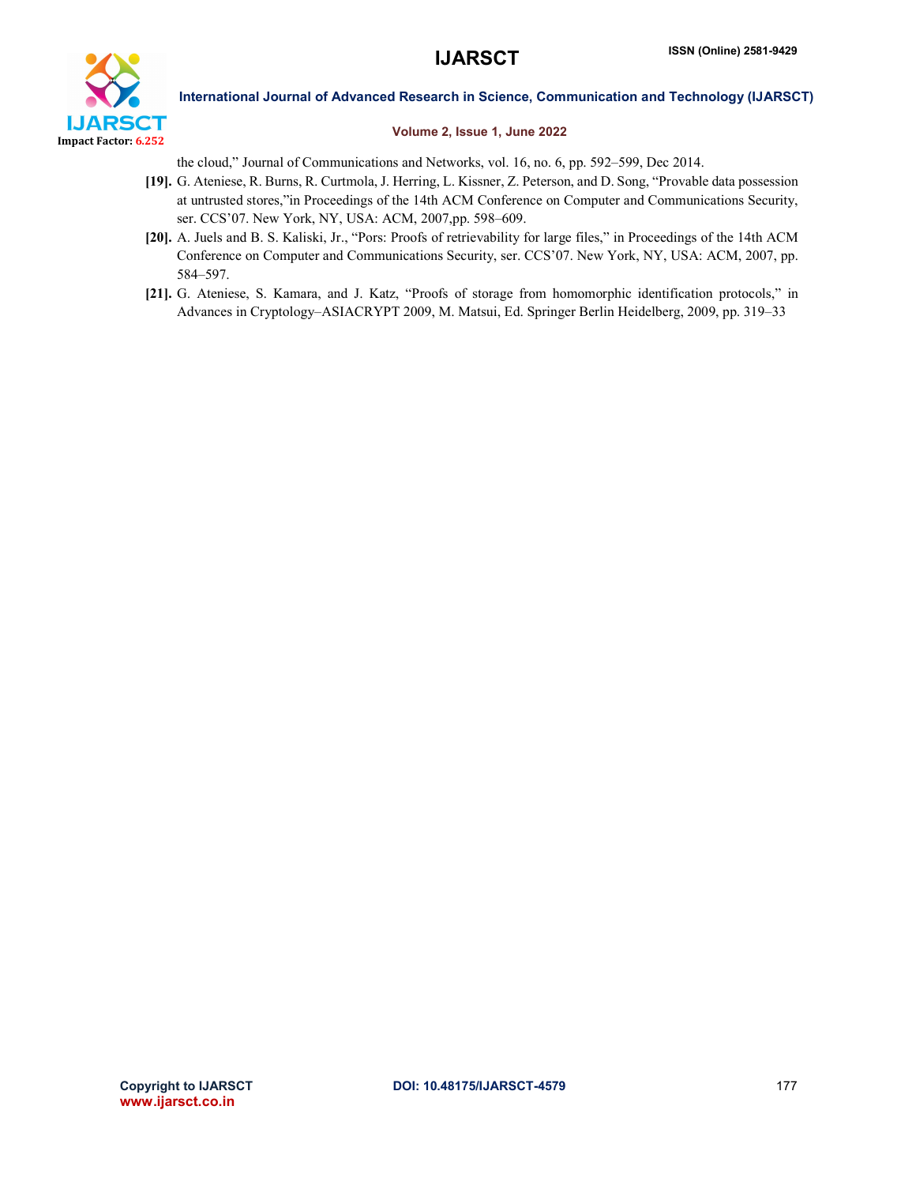the cloud," Journal of Communications and Networks, vol. 16, no. 6, pp. 592–599, Dec 2014.

**[19].** G. Ateniese, R. Burns, R. Curtmola, J. Herring, L. Kissner, Z. Peterson, and D. Song, "Provable data possession at untrusted stores,"in Proceedings of the 14th ACM Conference on Computer and Communications Security, ser. CCS'07. New York, NY, USA: ACM, 2007,pp. 598–609.

**[20].** A. Juels and B. S. Kaliski, Jr., "Pors: Proofs of retrievability for large files," in Proceedings of the 14th ACM Conference on Computer and Communications Security, ser. CCS'07. New York, NY, USA: ACM, 2007, pp. 584–597.

**[21].** G. Ateniese, S. Kamara, and J. Katz, "Proofs of storage from homomorphic identification protocols," in Advances in Cryptology–ASIACRYPT 2009, M. Matsui, Ed. Springer Berlin Heidelberg, 2009, pp. 319–33